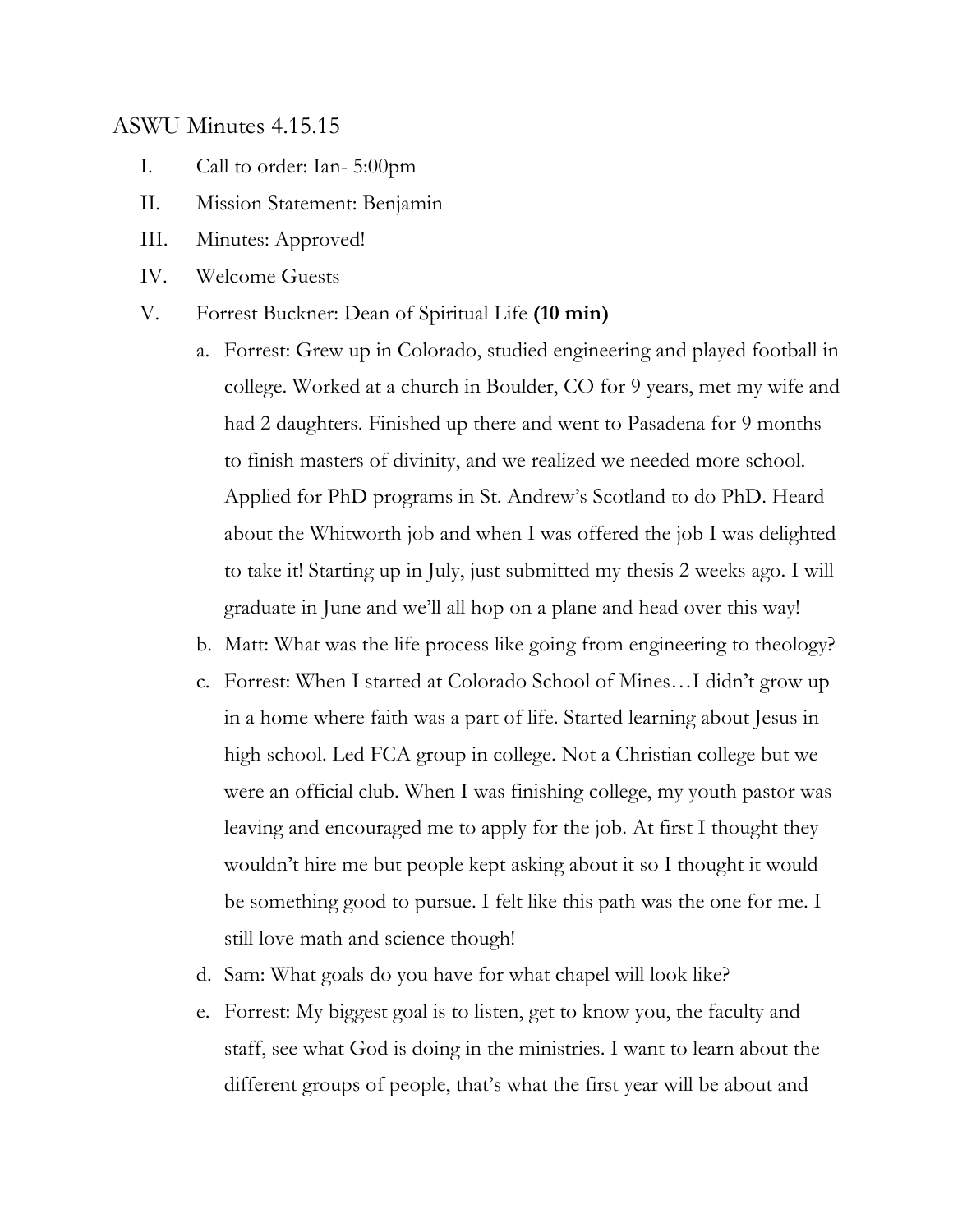# ASWU Minutes 4.15.15

I. Call to order: Ian- 5:00pm

II. Mission Statement: Benjamin

III. Minutes: Approved!

IV. Welcome Guests

V. Forrest Buckner: Dean of Spiritual Life **(10 min)**

   a. Forrest: Grew up in Colorado, studied engineering and played football in college. Worked at a church in Boulder, CO for 9 years, met my wife and had 2 daughters. Finished up there and went to Pasadena for 9 months to finish masters of divinity, and we realized we needed more school. Applied for PhD programs in St. Andrew's Scotland to do PhD. Heard about the Whitworth job and when I was offered the job I was delighted to take it! Starting up in July, just submitted my thesis 2 weeks ago. I will graduate in June and we'll all hop on a plane and head over this way!

   b. Matt: What was the life process like going from engineering to theology?

   c. Forrest: When I started at Colorado School of Mines…I didn't grow up in a home where faith was a part of life. Started learning about Jesus in high school. Led FCA group in college. Not a Christian college but we were an official club. When I was finishing college, my youth pastor was leaving and encouraged me to apply for the job. At first I thought they wouldn't hire me but people kept asking about it so I thought it would be something good to pursue. I felt like this path was the one for me. I still love math and science though!

   d. Sam: What goals do you have for what chapel will look like?

   e. Forrest: My biggest goal is to listen, get to know you, the faculty and staff, see what God is doing in the ministries. I want to learn about the different groups of people, that's what the first year will be about and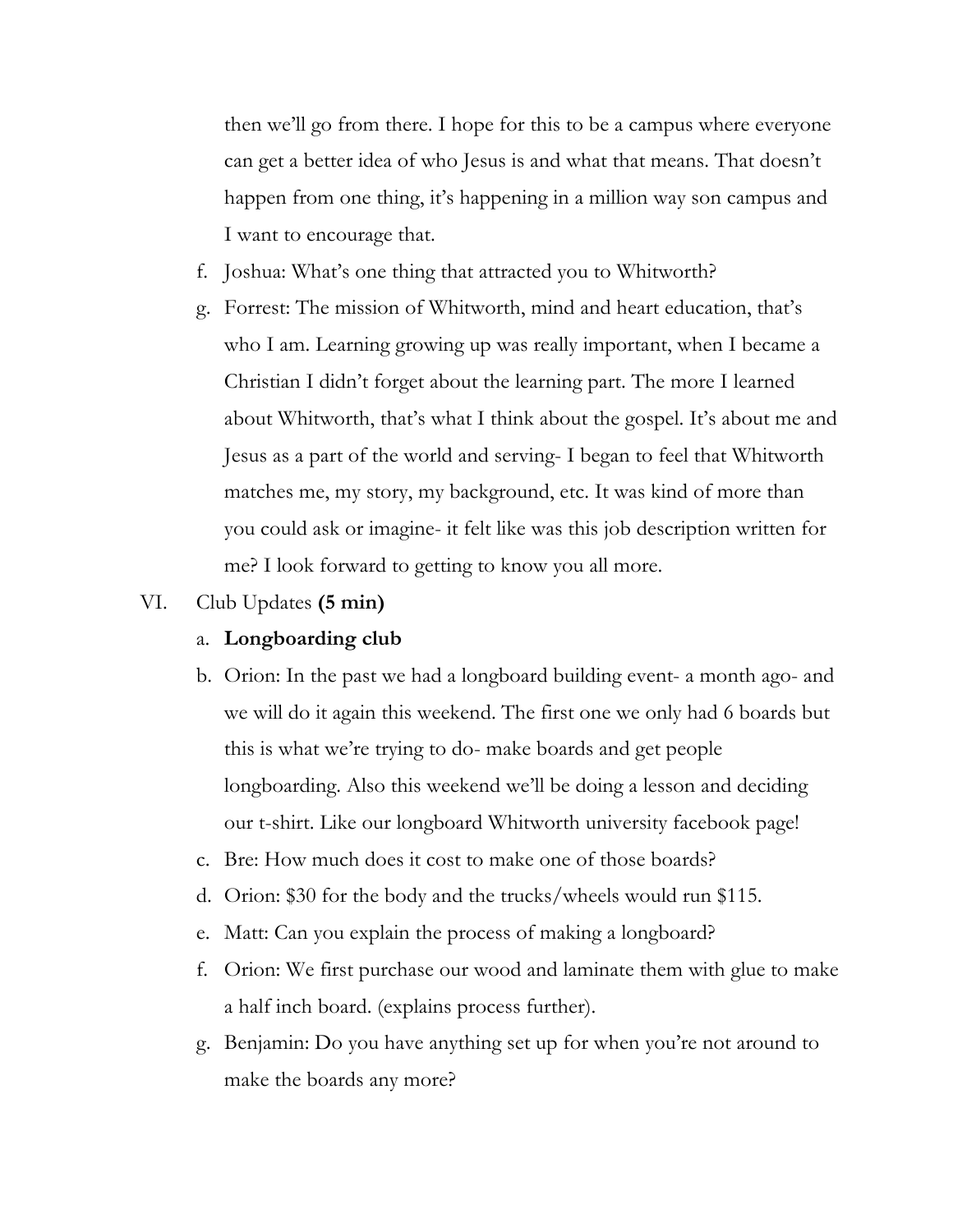then we'll go from there. I hope for this to be a campus where everyone can get a better idea of who Jesus is and what that means. That doesn't happen from one thing, it's happening in a million way son campus and I want to encourage that.

f. Joshua: What's one thing that attracted you to Whitworth?

g. Forrest: The mission of Whitworth, mind and heart education, that's who I am. Learning growing up was really important, when I became a Christian I didn't forget about the learning part. The more I learned about Whitworth, that's what I think about the gospel. It's about me and Jesus as a part of the world and serving- I began to feel that Whitworth matches me, my story, my background, etc. It was kind of more than you could ask or imagine- it felt like was this job description written for me? I look forward to getting to know you all more.

VI. Club Updates **(5 min)**

a. **Longboarding club**

b. Orion: In the past we had a longboard building event- a month ago- and we will do it again this weekend. The first one we only had 6 boards but this is what we're trying to do- make boards and get people longboarding. Also this weekend we'll be doing a lesson and deciding our t-shirt. Like our longboard Whitworth university facebook page!

c. Bre: How much does it cost to make one of those boards?

d. Orion: $30 for the body and the trucks/wheels would run $115.

e. Matt: Can you explain the process of making a longboard?

f. Orion: We first purchase our wood and laminate them with glue to make a half inch board. (explains process further).

g. Benjamin: Do you have anything set up for when you're not around to make the boards any more?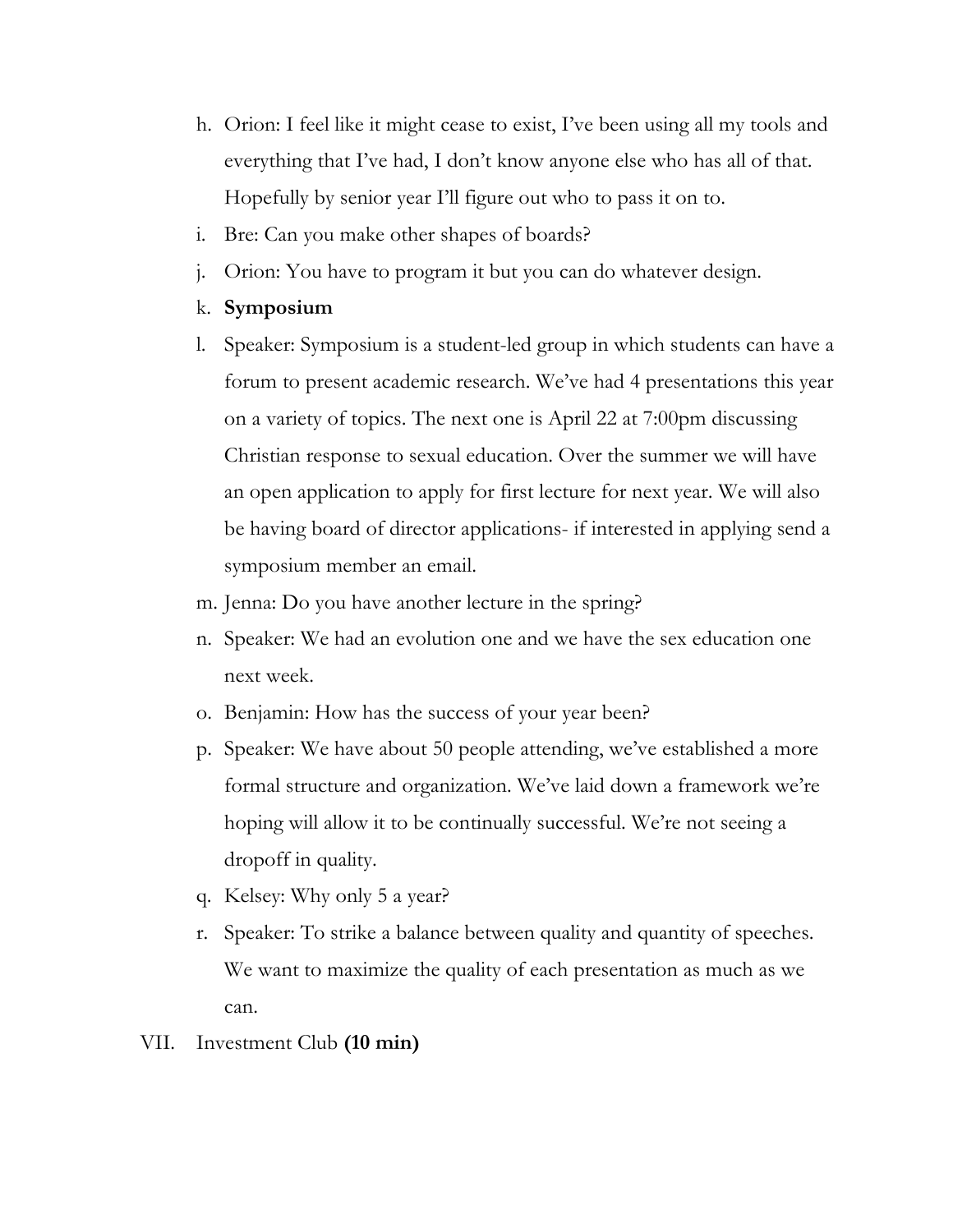h. Orion: I feel like it might cease to exist, I've been using all my tools and everything that I've had, I don't know anyone else who has all of that. Hopefully by senior year I'll figure out who to pass it on to.

i. Bre: Can you make other shapes of boards?

j. Orion: You have to program it but you can do whatever design.

k. **Symposium**

l. Speaker: Symposium is a student-led group in which students can have a forum to present academic research. We've had 4 presentations this year on a variety of topics. The next one is April 22 at 7:00pm discussing Christian response to sexual education. Over the summer we will have an open application to apply for first lecture for next year. We will also be having board of director applications- if interested in applying send a symposium member an email.

m. Jenna: Do you have another lecture in the spring?

n. Speaker: We had an evolution one and we have the sex education one next week.

o. Benjamin: How has the success of your year been?

p. Speaker: We have about 50 people attending, we've established a more formal structure and organization. We've laid down a framework we're hoping will allow it to be continually successful. We're not seeing a dropoff in quality.

q. Kelsey: Why only 5 a year?

r. Speaker: To strike a balance between quality and quantity of speeches. We want to maximize the quality of each presentation as much as we can.

VII. Investment Club **(10 min)**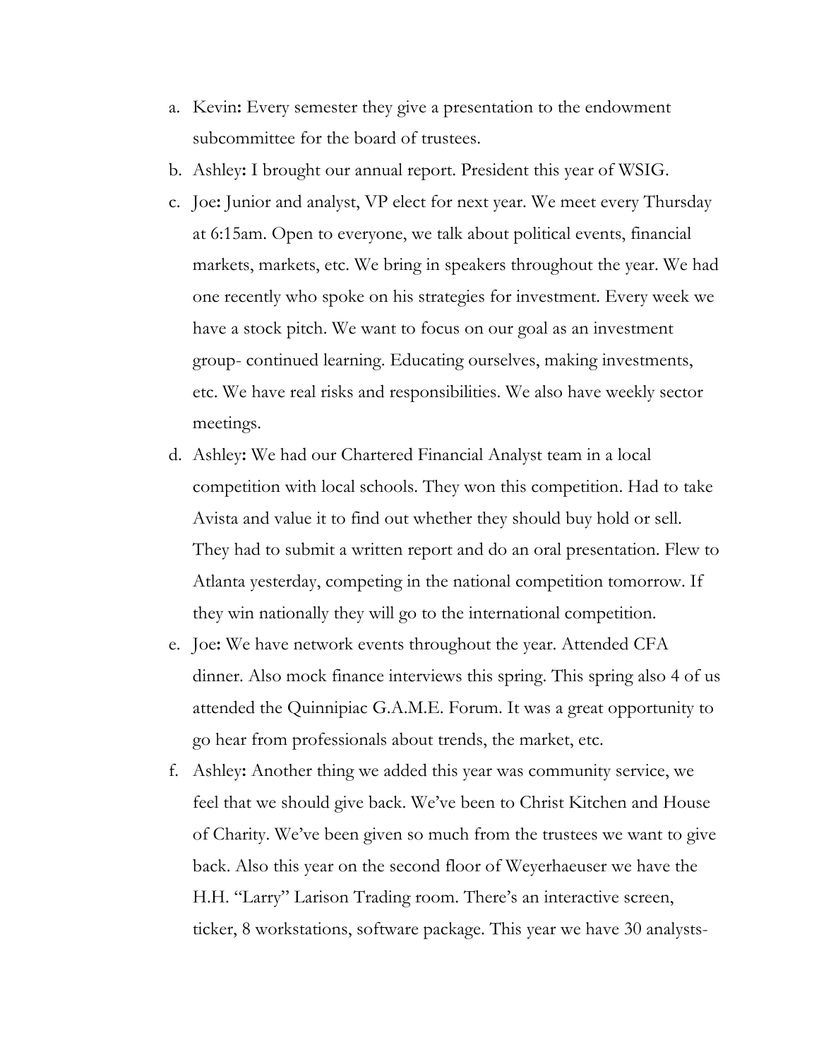a. Kevin**:** Every semester they give a presentation to the endowment subcommittee for the board of trustees.

b. Ashley**:** I brought our annual report. President this year of WSIG.

c. Joe**:** Junior and analyst, VP elect for next year. We meet every Thursday at 6:15am. Open to everyone, we talk about political events, financial markets, markets, etc. We bring in speakers throughout the year. We had one recently who spoke on his strategies for investment. Every week we have a stock pitch. We want to focus on our goal as an investment group- continued learning. Educating ourselves, making investments, etc. We have real risks and responsibilities. We also have weekly sector meetings.

d. Ashley**:** We had our Chartered Financial Analyst team in a local competition with local schools. They won this competition. Had to take Avista and value it to find out whether they should buy hold or sell. They had to submit a written report and do an oral presentation. Flew to Atlanta yesterday, competing in the national competition tomorrow. If they win nationally they will go to the international competition.

e. Joe**:** We have network events throughout the year. Attended CFA dinner. Also mock finance interviews this spring. This spring also 4 of us attended the Quinnipiac G.A.M.E. Forum. It was a great opportunity to go hear from professionals about trends, the market, etc.

f. Ashley**:** Another thing we added this year was community service, we feel that we should give back. We've been to Christ Kitchen and House of Charity. We've been given so much from the trustees we want to give back. Also this year on the second floor of Weyerhaeuser we have the H.H. "Larry" Larison Trading room. There's an interactive screen, ticker, 8 workstations, software package. This year we have 30 analysts-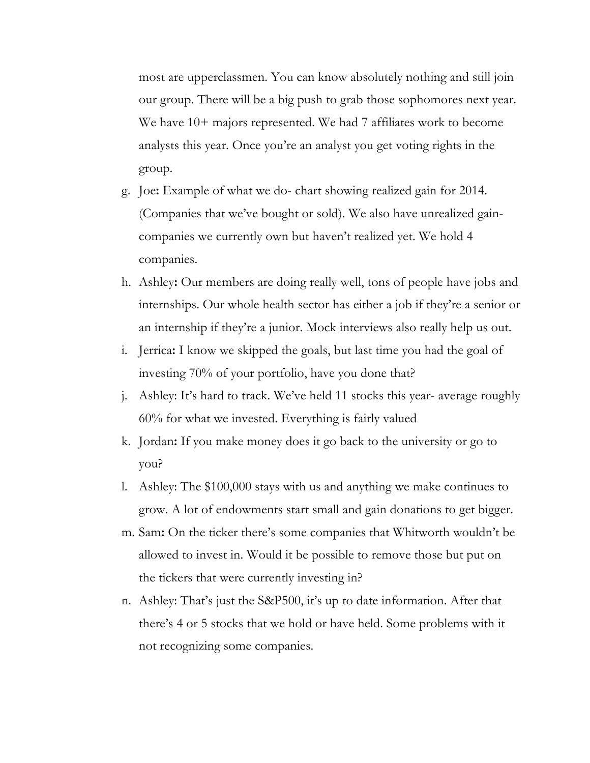most are upperclassmen. You can know absolutely nothing and still join our group. There will be a big push to grab those sophomores next year. We have 10+ majors represented. We had 7 affiliates work to become analysts this year. Once you're an analyst you get voting rights in the group.

g. Joe**:** Example of what we do- chart showing realized gain for 2014. (Companies that we've bought or sold). We also have unrealized gain- companies we currently own but haven't realized yet. We hold 4 companies.
h. Ashley**:** Our members are doing really well, tons of people have jobs and internships. Our whole health sector has either a job if they're a senior or an internship if they're a junior. Mock interviews also really help us out.
i. Jerrica**:** I know we skipped the goals, but last time you had the goal of investing 70% of your portfolio, have you done that?
j. Ashley: It's hard to track. We've held 11 stocks this year- average roughly 60% for what we invested. Everything is fairly valued
k. Jordan**:** If you make money does it go back to the university or go to you?
l. Ashley: The $100,000 stays with us and anything we make continues to grow. A lot of endowments start small and gain donations to get bigger.
m. Sam**:** On the ticker there's some companies that Whitworth wouldn't be allowed to invest in. Would it be possible to remove those but put on the tickers that were currently investing in?
n. Ashley: That's just the S&P500, it's up to date information. After that there's 4 or 5 stocks that we hold or have held. Some problems with it not recognizing some companies.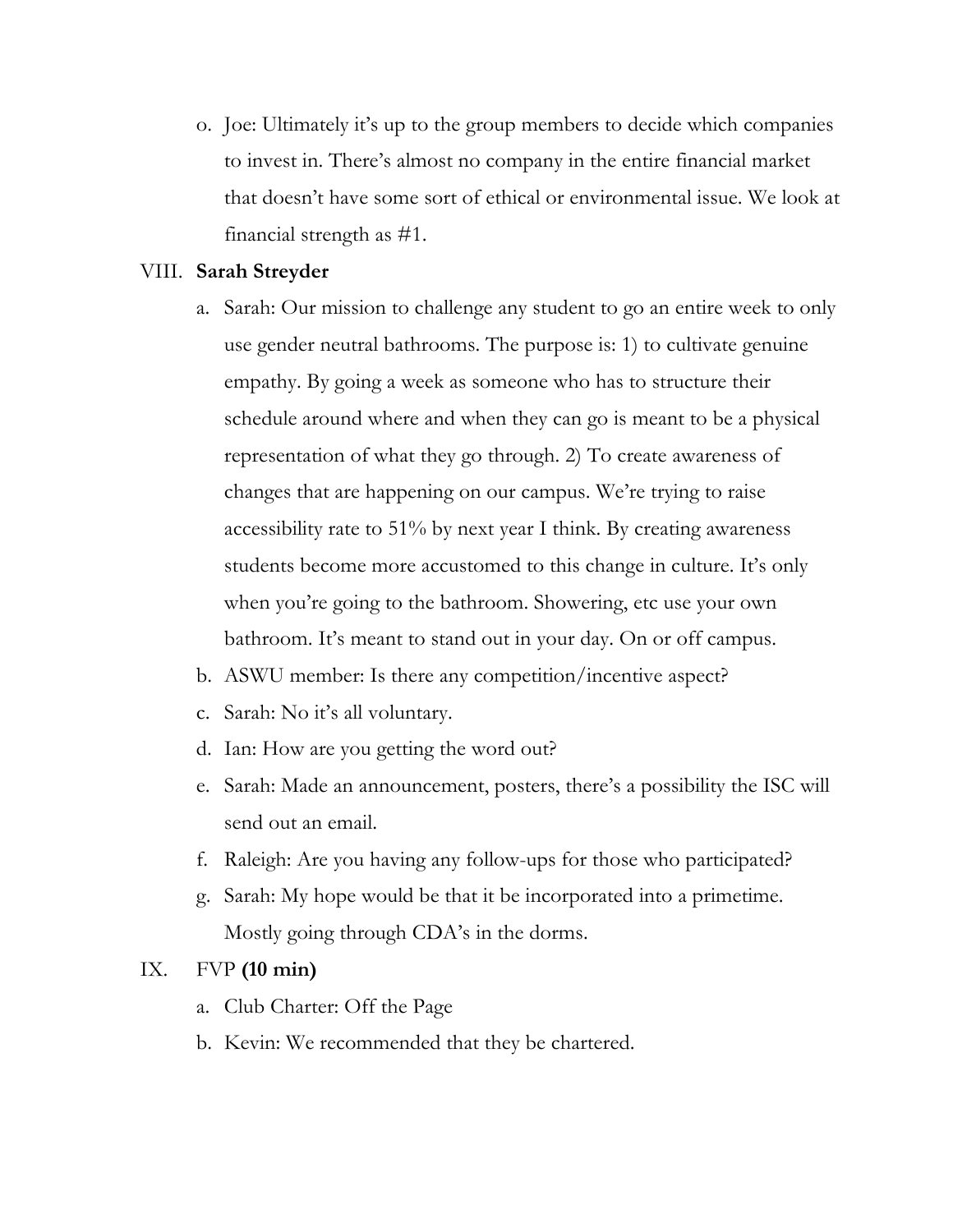o. Joe: Ultimately it's up to the group members to decide which companies to invest in. There's almost no company in the entire financial market that doesn't have some sort of ethical or environmental issue. We look at financial strength as #1.

VIII. **Sarah Streyder**

a. Sarah: Our mission to challenge any student to go an entire week to only use gender neutral bathrooms. The purpose is: 1) to cultivate genuine empathy. By going a week as someone who has to structure their schedule around where and when they can go is meant to be a physical representation of what they go through. 2) To create awareness of changes that are happening on our campus. We're trying to raise accessibility rate to 51% by next year I think. By creating awareness students become more accustomed to this change in culture. It's only when you're going to the bathroom. Showering, etc use your own bathroom. It's meant to stand out in your day. On or off campus.

b. ASWU member: Is there any competition/incentive aspect?

c. Sarah: No it's all voluntary.

d. Ian: How are you getting the word out?

e. Sarah: Made an announcement, posters, there's a possibility the ISC will send out an email.

f. Raleigh: Are you having any follow-ups for those who participated?

g. Sarah: My hope would be that it be incorporated into a primetime. Mostly going through CDA's in the dorms.

IX. FVP **(10 min)**

a. Club Charter: Off the Page

b. Kevin: We recommended that they be chartered.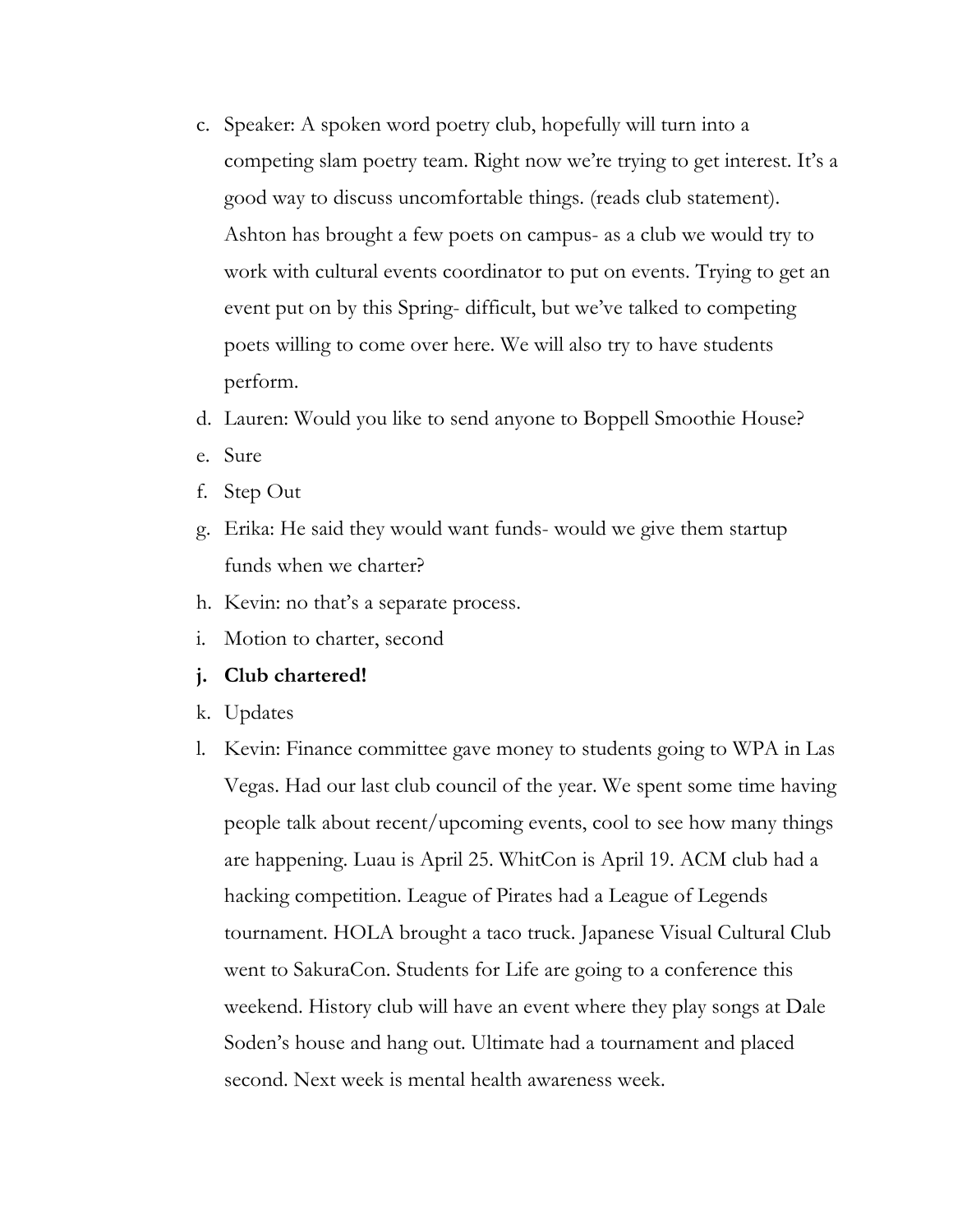c. Speaker: A spoken word poetry club, hopefully will turn into a competing slam poetry team. Right now we're trying to get interest. It's a good way to discuss uncomfortable things. (reads club statement). Ashton has brought a few poets on campus- as a club we would try to work with cultural events coordinator to put on events. Trying to get an event put on by this Spring- difficult, but we've talked to competing poets willing to come over here. We will also try to have students perform.

d. Lauren: Would you like to send anyone to Boppell Smoothie House?

e. Sure

f. Step Out

g. Erika: He said they would want funds- would we give them startup funds when we charter?

h. Kevin: no that's a separate process.

i. Motion to charter, second

j. **Club chartered!**

k. Updates

l. Kevin: Finance committee gave money to students going to WPA in Las Vegas. Had our last club council of the year. We spent some time having people talk about recent/upcoming events, cool to see how many things are happening. Luau is April 25. WhitCon is April 19. ACM club had a hacking competition. League of Pirates had a League of Legends tournament. HOLA brought a taco truck. Japanese Visual Cultural Club went to SakuraCon. Students for Life are going to a conference this weekend. History club will have an event where they play songs at Dale Soden's house and hang out. Ultimate had a tournament and placed second. Next week is mental health awareness week.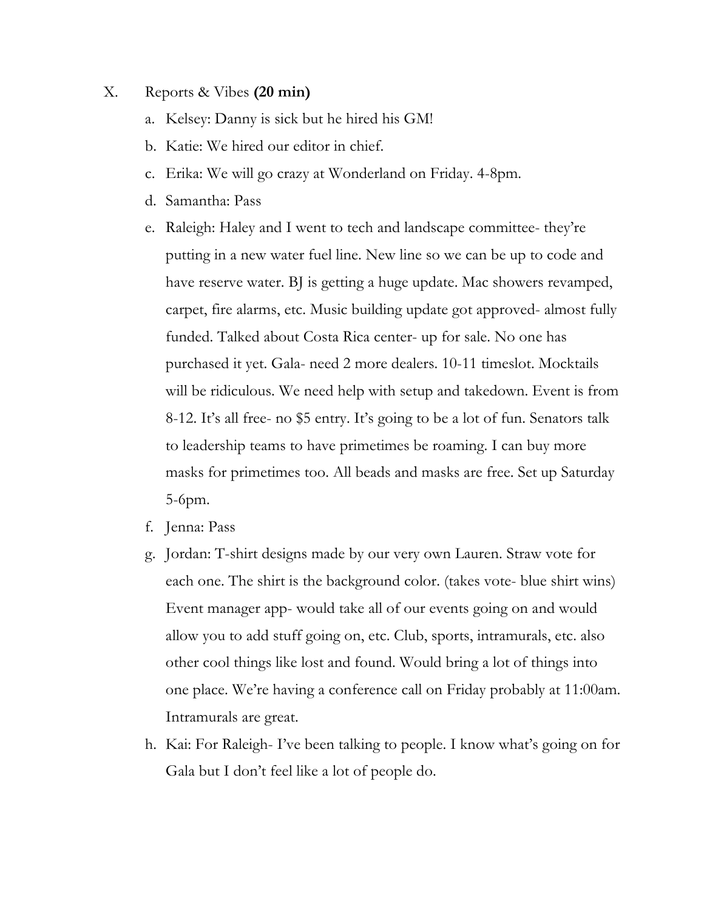X. Reports & Vibes **(20 min)**

a. Kelsey: Danny is sick but he hired his GM!

b. Katie: We hired our editor in chief.

c. Erika: We will go crazy at Wonderland on Friday. 4-8pm.

d. Samantha: Pass

e. Raleigh: Haley and I went to tech and landscape committee- they're putting in a new water fuel line. New line so we can be up to code and have reserve water. BJ is getting a huge update. Mac showers revamped, carpet, fire alarms, etc. Music building update got approved- almost fully funded. Talked about Costa Rica center- up for sale. No one has purchased it yet. Gala- need 2 more dealers. 10-11 timeslot. Mocktails will be ridiculous. We need help with setup and takedown. Event is from 8-12. It's all free- no $5 entry. It's going to be a lot of fun. Senators talk to leadership teams to have primetimes be roaming. I can buy more masks for primetimes too. All beads and masks are free. Set up Saturday 5-6pm.

f. Jenna: Pass

g. Jordan: T-shirt designs made by our very own Lauren. Straw vote for each one. The shirt is the background color. (takes vote- blue shirt wins) Event manager app- would take all of our events going on and would allow you to add stuff going on, etc. Club, sports, intramurals, etc. also other cool things like lost and found. Would bring a lot of things into one place. We're having a conference call on Friday probably at 11:00am. Intramurals are great.

h. Kai: For Raleigh- I've been talking to people. I know what's going on for Gala but I don't feel like a lot of people do.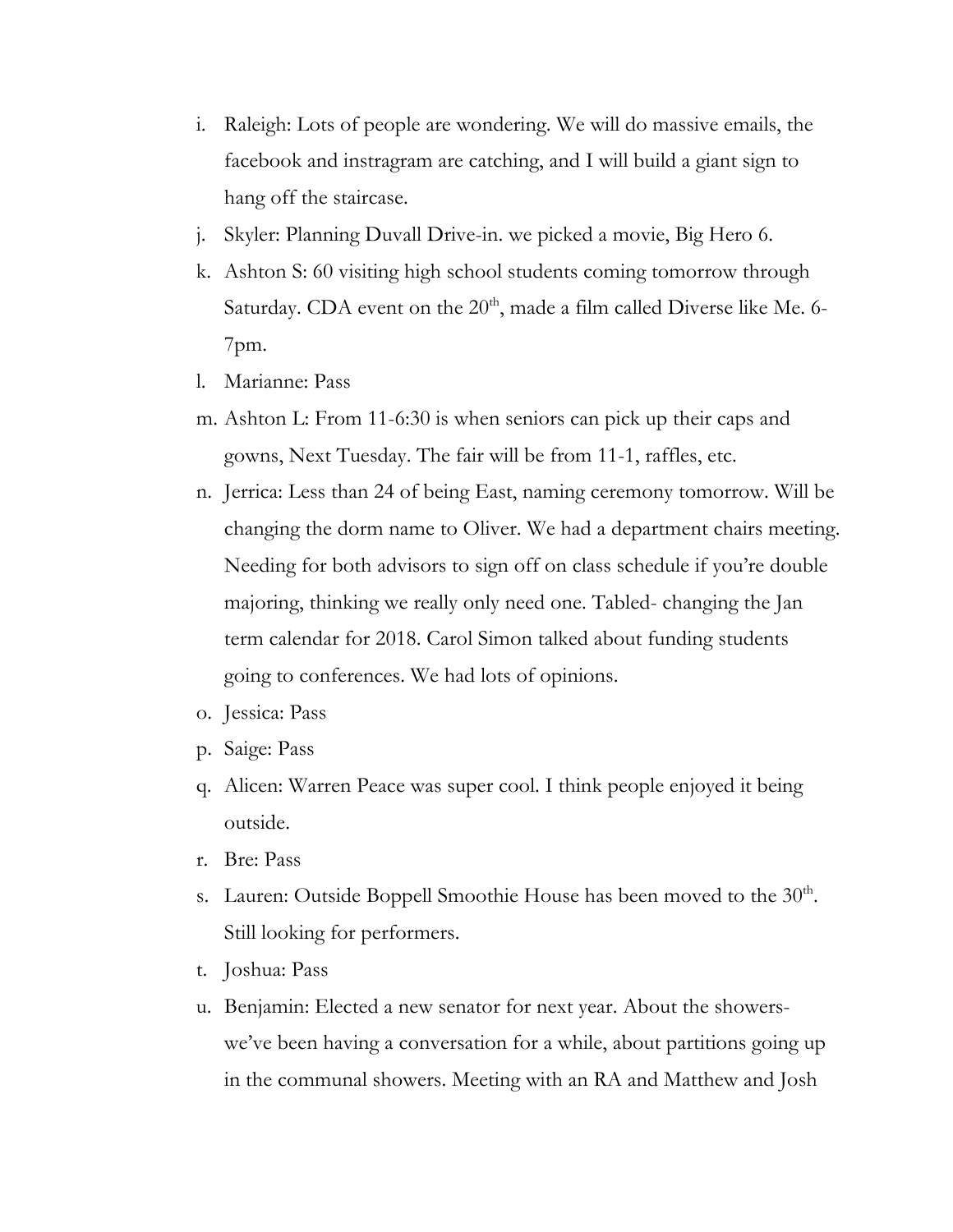i. Raleigh: Lots of people are wondering. We will do massive emails, the facebook and instragram are catching, and I will build a giant sign to hang off the staircase.
j. Skyler: Planning Duvall Drive-in. we picked a movie, Big Hero 6.
k. Ashton S: 60 visiting high school students coming tomorrow through Saturday. CDA event on the 20th, made a film called Diverse like Me. 6-7pm.
l. Marianne: Pass
m. Ashton L: From 11-6:30 is when seniors can pick up their caps and gowns, Next Tuesday. The fair will be from 11-1, raffles, etc.
n. Jerrica: Less than 24 of being East, naming ceremony tomorrow. Will be changing the dorm name to Oliver. We had a department chairs meeting. Needing for both advisors to sign off on class schedule if you're double majoring, thinking we really only need one. Tabled- changing the Jan term calendar for 2018. Carol Simon talked about funding students going to conferences. We had lots of opinions.
o. Jessica: Pass
p. Saige: Pass
q. Alicen: Warren Peace was super cool. I think people enjoyed it being outside.
r. Bre: Pass
s. Lauren: Outside Boppell Smoothie House has been moved to the 30th. Still looking for performers.
t. Joshua: Pass
u. Benjamin: Elected a new senator for next year. About the showers- we've been having a conversation for a while, about partitions going up in the communal showers. Meeting with an RA and Matthew and Josh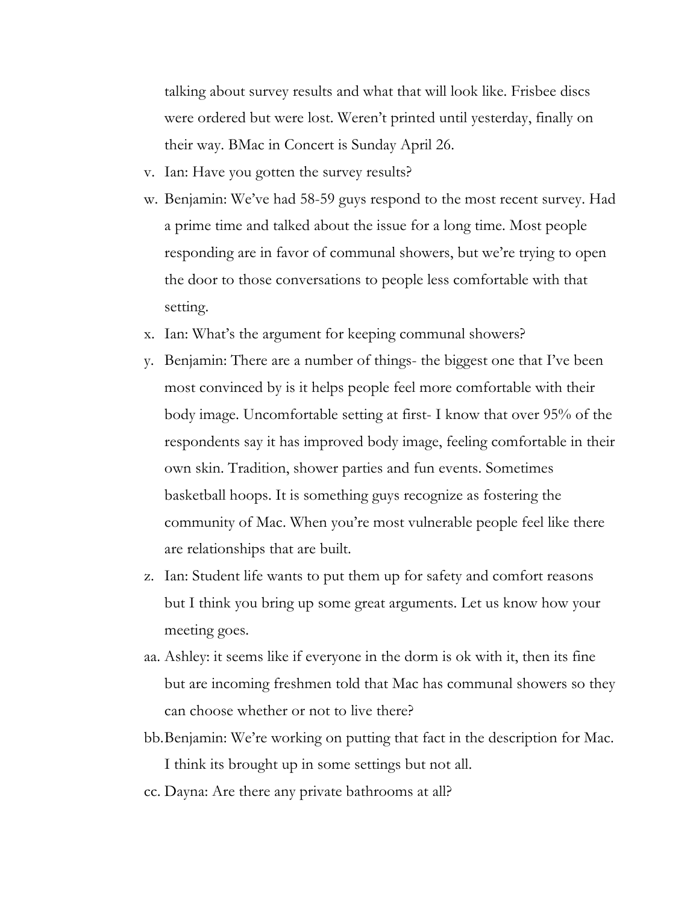talking about survey results and what that will look like. Frisbee discs were ordered but were lost. Weren't printed until yesterday, finally on their way. BMac in Concert is Sunday April 26.

v. Ian: Have you gotten the survey results?
w. Benjamin: We've had 58-59 guys respond to the most recent survey. Had a prime time and talked about the issue for a long time. Most people responding are in favor of communal showers, but we're trying to open the door to those conversations to people less comfortable with that setting.
x. Ian: What's the argument for keeping communal showers?
y. Benjamin: There are a number of things- the biggest one that I've been most convinced by is it helps people feel more comfortable with their body image. Uncomfortable setting at first- I know that over 95% of the respondents say it has improved body image, feeling comfortable in their own skin. Tradition, shower parties and fun events. Sometimes basketball hoops. It is something guys recognize as fostering the community of Mac. When you're most vulnerable people feel like there are relationships that are built.
z. Ian: Student life wants to put them up for safety and comfort reasons but I think you bring up some great arguments. Let us know how your meeting goes.
aa. Ashley: it seems like if everyone in the dorm is ok with it, then its fine but are incoming freshmen told that Mac has communal showers so they can choose whether or not to live there?
bb. Benjamin: We're working on putting that fact in the description for Mac. I think its brought up in some settings but not all.
cc. Dayna: Are there any private bathrooms at all?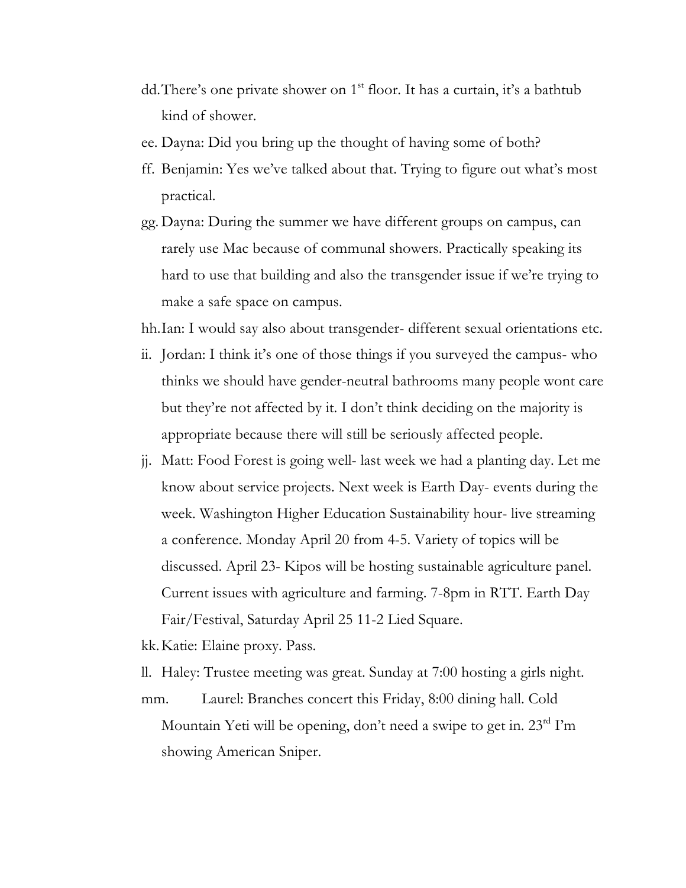dd. There's one private shower on 1st floor. It has a curtain, it's a bathtub kind of shower.

ee. Dayna: Did you bring up the thought of having some of both?

ff. Benjamin: Yes we've talked about that. Trying to figure out what's most practical.

gg. Dayna: During the summer we have different groups on campus, can rarely use Mac because of communal showers. Practically speaking its hard to use that building and also the transgender issue if we're trying to make a safe space on campus.

hh. Ian: I would say also about transgender- different sexual orientations etc.

ii. Jordan: I think it's one of those things if you surveyed the campus- who thinks we should have gender-neutral bathrooms many people wont care but they're not affected by it. I don't think deciding on the majority is appropriate because there will still be seriously affected people.

jj. Matt: Food Forest is going well- last week we had a planting day. Let me know about service projects. Next week is Earth Day- events during the week. Washington Higher Education Sustainability hour- live streaming a conference. Monday April 20 from 4-5. Variety of topics will be discussed. April 23- Kipos will be hosting sustainable agriculture panel. Current issues with agriculture and farming. 7-8pm in RTT. Earth Day Fair/Festival, Saturday April 25 11-2 Lied Square.

kk. Katie: Elaine proxy. Pass.

ll. Haley: Trustee meeting was great. Sunday at 7:00 hosting a girls night.

mm. Laurel: Branches concert this Friday, 8:00 dining hall. Cold Mountain Yeti will be opening, don't need a swipe to get in. 23rd I'm showing American Sniper.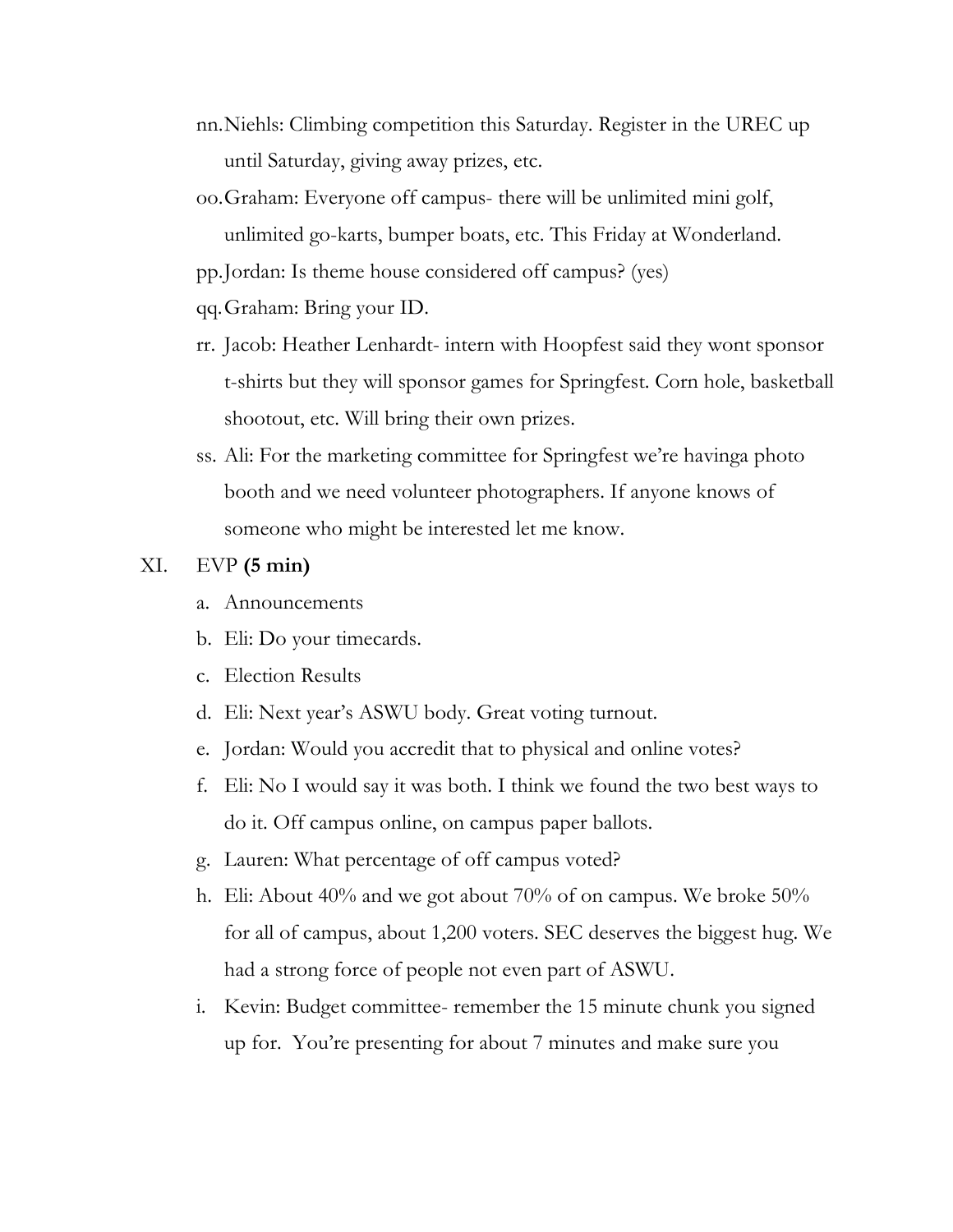nn. Niehls: Climbing competition this Saturday. Register in the UREC up until Saturday, giving away prizes, etc.

oo. Graham: Everyone off campus- there will be unlimited mini golf, unlimited go-karts, bumper boats, etc. This Friday at Wonderland.

pp. Jordan: Is theme house considered off campus? (yes)

qq. Graham: Bring your ID.

rr. Jacob: Heather Lenhardt- intern with Hoopfest said they wont sponsor t-shirts but they will sponsor games for Springfest. Corn hole, basketball shootout, etc. Will bring their own prizes.

ss. Ali: For the marketing committee for Springfest we're havinga photo booth and we need volunteer photographers. If anyone knows of someone who might be interested let me know.

XI. EVP **(5 min)**

a. Announcements

b. Eli: Do your timecards.

c. Election Results

d. Eli: Next year's ASWU body. Great voting turnout.

e. Jordan: Would you accredit that to physical and online votes?

f. Eli: No I would say it was both. I think we found the two best ways to do it. Off campus online, on campus paper ballots.

g. Lauren: What percentage of off campus voted?

h. Eli: About 40% and we got about 70% of on campus. We broke 50% for all of campus, about 1,200 voters. SEC deserves the biggest hug. We had a strong force of people not even part of ASWU.

i. Kevin: Budget committee- remember the 15 minute chunk you signed up for. You're presenting for about 7 minutes and make sure you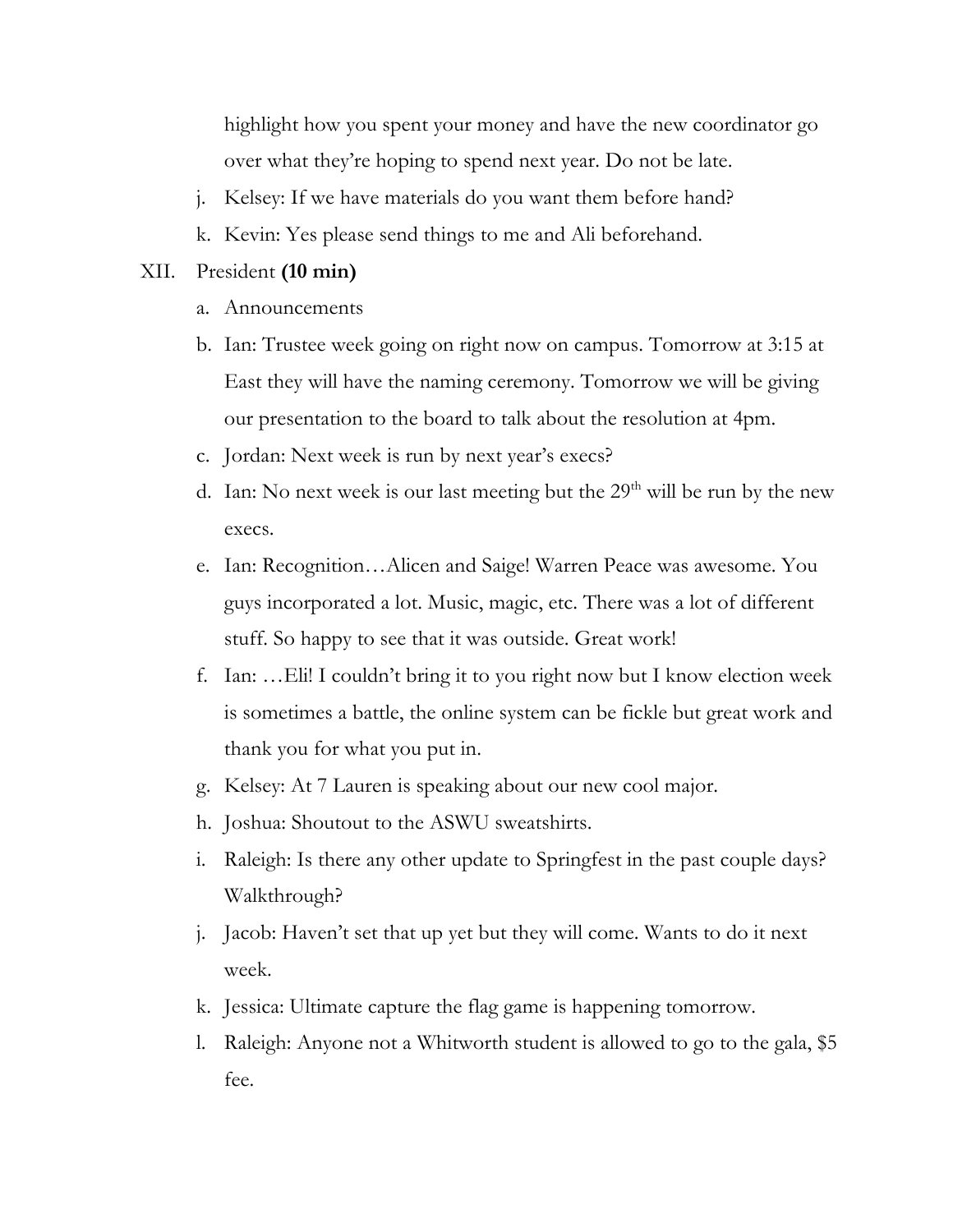highlight how you spent your money and have the new coordinator go over what they're hoping to spend next year. Do not be late.

j. Kelsey: If we have materials do you want them before hand?
k. Kevin: Yes please send things to me and Ali beforehand.

XII. President **(10 min)**

a. Announcements
b. Ian: Trustee week going on right now on campus. Tomorrow at 3:15 at East they will have the naming ceremony. Tomorrow we will be giving our presentation to the board to talk about the resolution at 4pm.
c. Jordan: Next week is run by next year's execs?
d. Ian: No next week is our last meeting but the 29th will be run by the new execs.
e. Ian: Recognition…Alicen and Saige! Warren Peace was awesome. You guys incorporated a lot. Music, magic, etc. There was a lot of different stuff. So happy to see that it was outside. Great work!
f. Ian: …Eli! I couldn't bring it to you right now but I know election week is sometimes a battle, the online system can be fickle but great work and thank you for what you put in.
g. Kelsey: At 7 Lauren is speaking about our new cool major.
h. Joshua: Shoutout to the ASWU sweatshirts.
i. Raleigh: Is there any other update to Springfest in the past couple days? Walkthrough?
j. Jacob: Haven't set that up yet but they will come. Wants to do it next week.
k. Jessica: Ultimate capture the flag game is happening tomorrow.
l. Raleigh: Anyone not a Whitworth student is allowed to go to the gala, $5 fee.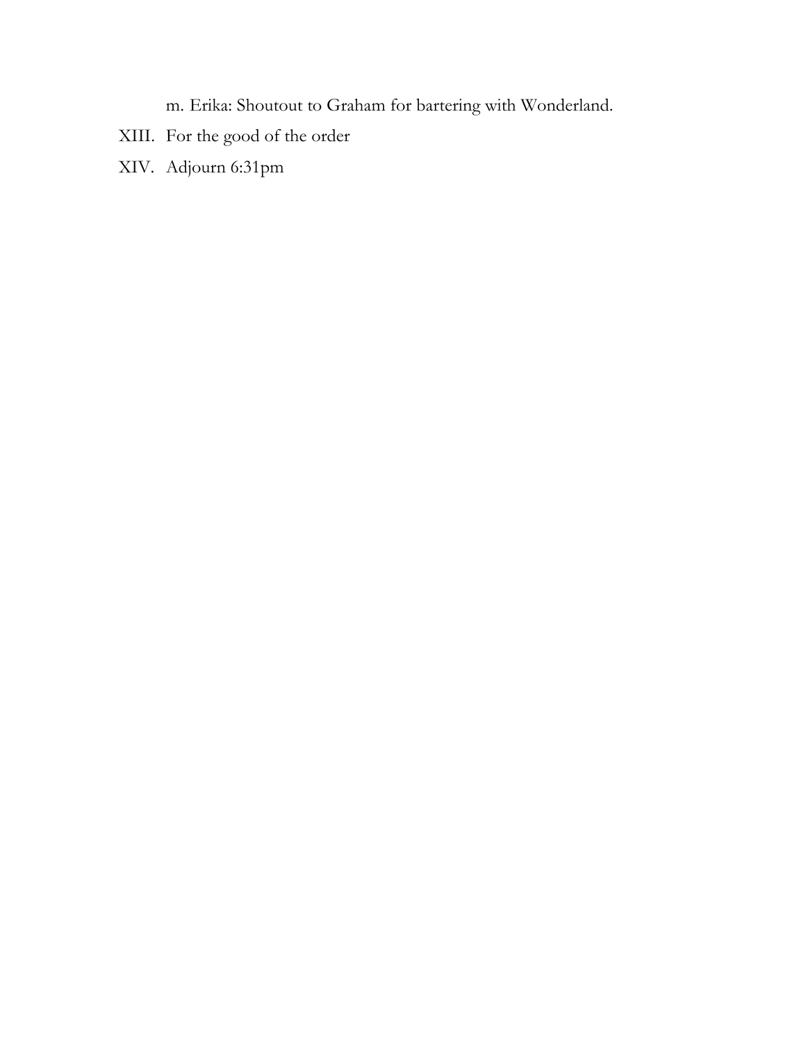m. Erika: Shoutout to Graham for bartering with Wonderland.

XIII. For the good of the order

XIV. Adjourn 6:31pm